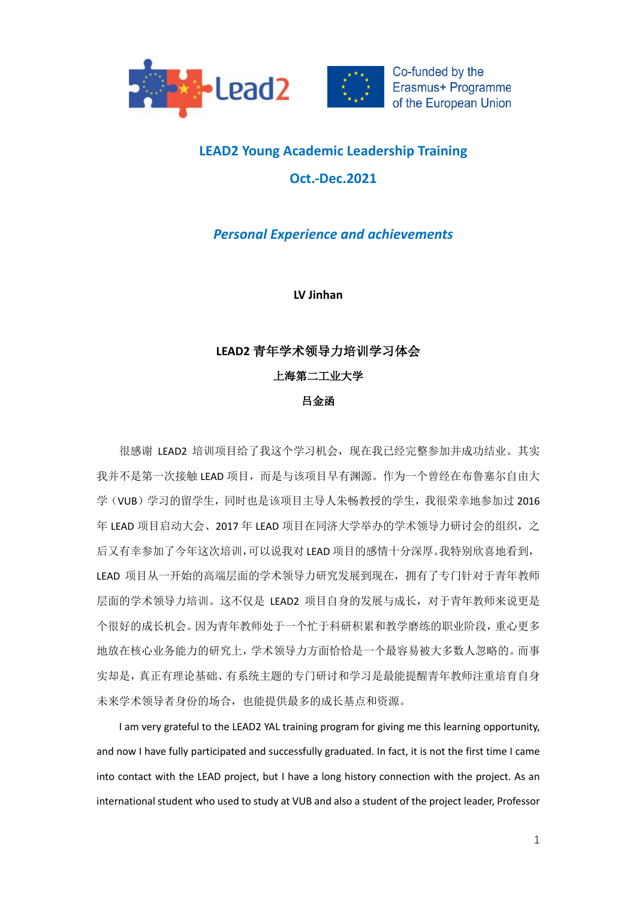Co-funded by the Erasmus+ Programme of the European Union

# LEAD2 Young Academic Leadership Training

## Oct.-Dec.2021

### *Personal Experience and achievements*

**LV Jinhan**

## LEAD2 青年学术领导力培训学习体会

**上海第二工业大学**

**吕金函**

很感谢 LEAD2 培训项目给了我这个学习机会，现在我已经完整参加并成功结业。其实我并不是第一次接触 LEAD 项目，而是与该项目早有渊源。作为一个曾经在布鲁塞尔自由大学（VUB）学习的留学生，同时也是该项目主导人朱畅教授的学生，我很荣幸地参加过 2016 年 LEAD 项目启动大会、2017 年 LEAD 项目在同济大学举办的学术领导力研讨会的组织，之后又有幸参加了今年这次培训，可以说我对 LEAD 项目的感情十分深厚。我特别欣喜地看到，LEAD 项目从一开始的高端层面的学术领导力研究发展到现在，拥有了专门针对于青年教师层面的学术领导力培训。这不仅是 LEAD2 项目自身的发展与成长，对于青年教师来说更是个很好的成长机会。因为青年教师处于一个忙于科研积累和教学磨练的职业阶段，重心更多地放在核心业务能力的研究上，学术领导力方面恰恰是一个最容易被大多数人忽略的。而事实却是，真正有理论基础、有系统主题的专门研讨和学习是最能提醒青年教师注重培育自身未来学术领导者身份的场合，也能提供最多的成长基点和资源。

I am very grateful to the LEAD2 YAL training program for giving me this learning opportunity, and now I have fully participated and successfully graduated. In fact, it is not the first time I came into contact with the LEAD project, but I have a long history connection with the project. As an international student who used to study at VUB and also a student of the project leader, Professor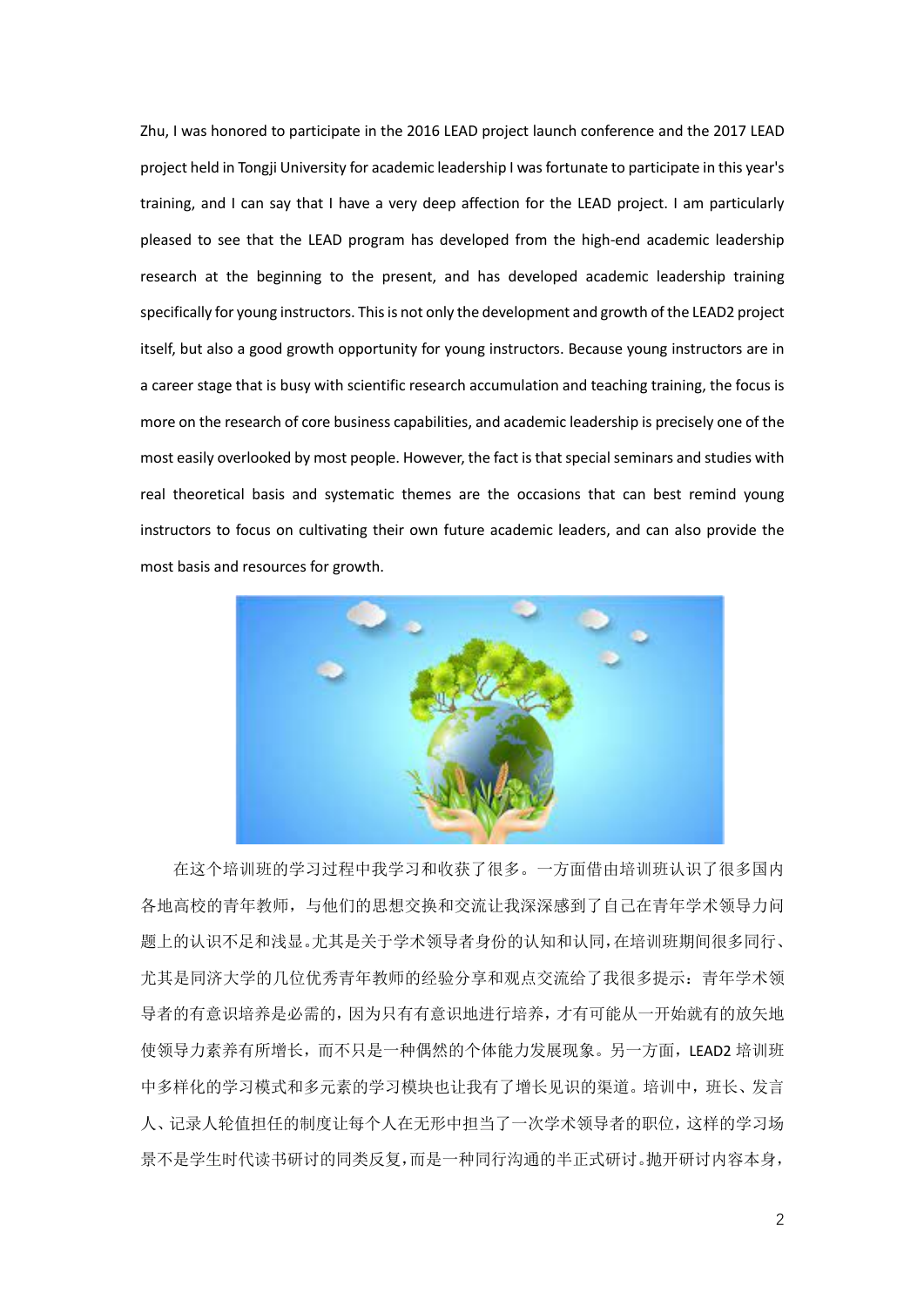Zhu, I was honored to participate in the 2016 LEAD project launch conference and the 2017 LEAD project held in Tongji University for academic leadership I was fortunate to participate in this year's training, and I can say that I have a very deep affection for the LEAD project. I am particularly pleased to see that the LEAD program has developed from the high-end academic leadership research at the beginning to the present, and has developed academic leadership training specifically for young instructors. This is not only the development and growth of the LEAD2 project itself, but also a good growth opportunity for young instructors. Because young instructors are in a career stage that is busy with scientific research accumulation and teaching training, the focus is more on the research of core business capabilities, and academic leadership is precisely one of the most easily overlooked by most people. However, the fact is that special seminars and studies with real theoretical basis and systematic themes are the occasions that can best remind young instructors to focus on cultivating their own future academic leaders, and can also provide the most basis and resources for growth.

在这个培训班的学习过程中我学习和收获了很多。一方面借由培训班认识了很多国内各地高校的青年教师，与他们的思想交换和交流让我深深感到了自己在青年学术领导力问题上的认识不足和浅显。尤其是关于学术领导者身份的认知和认同，在培训班期间很多同行、尤其是同济大学的几位优秀青年教师的经验分享和观点交流给了我很多提示：青年学术领导者的有意识培养是必需的，因为只有有意识地进行培养，才有可能从一开始就有的放矢地使领导力素养有所增长，而不只是一种偶然的个体能力发展现象。另一方面，LEAD2 培训班中多样化的学习模式和多元素的学习模块也让我有了增长见识的渠道。培训中，班长、发言人、记录人轮值担任的制度让每个人在无形中担当了一次学术领导者的职位，这样的学习场景不是学生时代读书研讨的同类反复，而是一种同行沟通的半正式研讨。抛开研讨内容本身，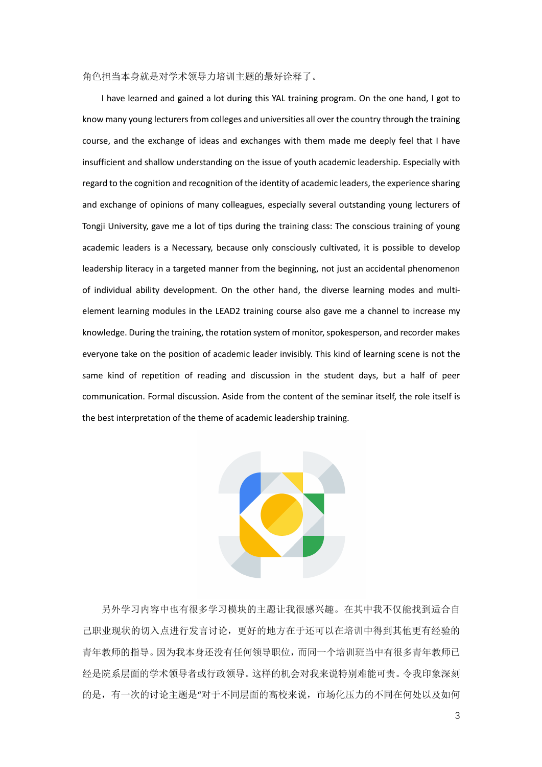角色担当本身就是对学术领导力培训主题的最好诠释了。

I have learned and gained a lot during this YAL training program. On the one hand, I got to know many young lecturers from colleges and universities all over the country through the training course, and the exchange of ideas and exchanges with them made me deeply feel that I have insufficient and shallow understanding on the issue of youth academic leadership. Especially with regard to the cognition and recognition of the identity of academic leaders, the experience sharing and exchange of opinions of many colleagues, especially several outstanding young lecturers of Tongji University, gave me a lot of tips during the training class: The conscious training of young academic leaders is a Necessary, because only consciously cultivated, it is possible to develop leadership literacy in a targeted manner from the beginning, not just an accidental phenomenon of individual ability development. On the other hand, the diverse learning modes and multi-element learning modules in the LEAD2 training course also gave me a channel to increase my knowledge. During the training, the rotation system of monitor, spokesperson, and recorder makes everyone take on the position of academic leader invisibly. This kind of learning scene is not the same kind of repetition of reading and discussion in the student days, but a half of peer communication. Formal discussion. Aside from the content of the seminar itself, the role itself is the best interpretation of the theme of academic leadership training.

另外学习内容中也有很多学习模块的主题让我很感兴趣。在其中我不仅能找到适合自己职业现状的切入点进行发言讨论，更好的地方在于还可以在培训中得到其他更有经验的青年教师的指导。因为我本身还没有任何领导职位，而同一个培训班当中有很多青年教师已经是院系层面的学术领导者或行政领导。这样的机会对我来说特别难能可贵。令我印象深刻的是，有一次的讨论主题是"对于不同层面的高校来说，市场化压力的不同在何处以及如何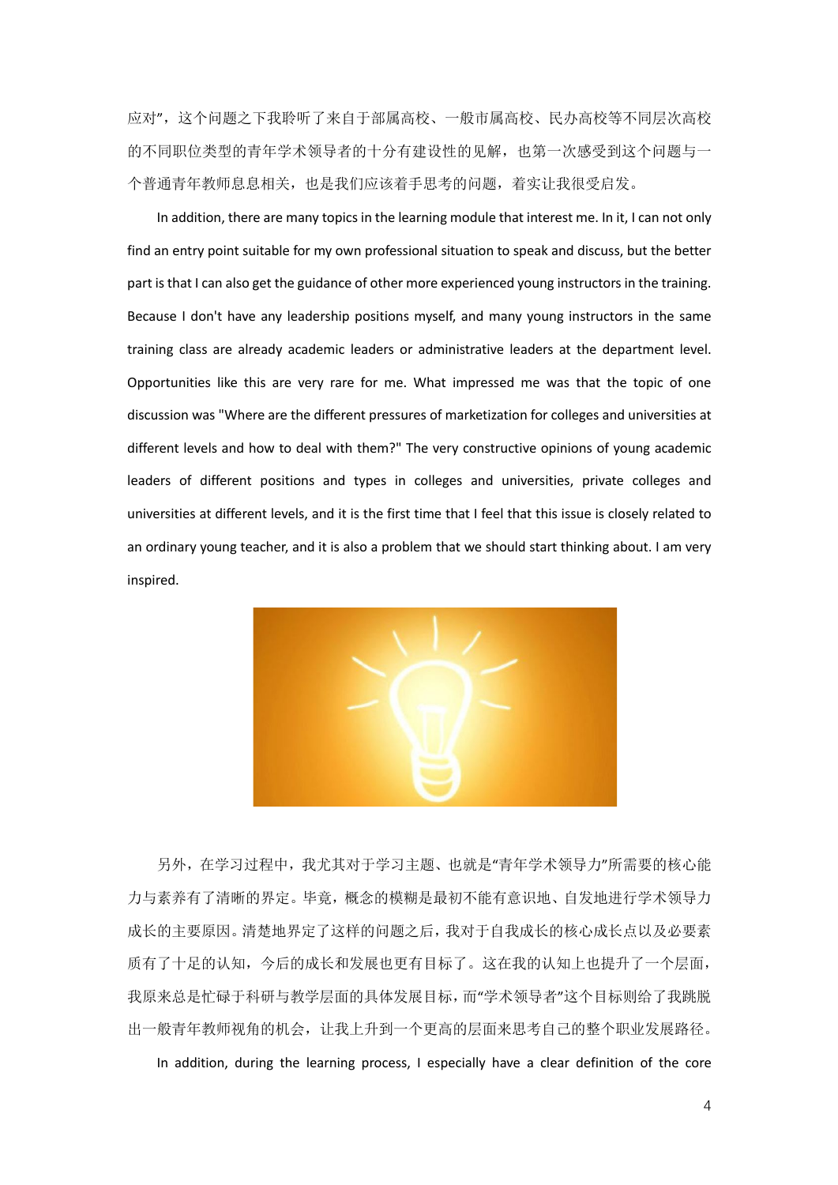应对"，这个问题之下我聆听了来自于部属高校、一般市属高校、民办高校等不同层次高校的不同职位类型的青年学术领导者的十分有建设性的见解，也第一次感受到这个问题与一个普通青年教师息息相关，也是我们应该着手思考的问题，着实让我很受启发。

In addition, there are many topics in the learning module that interest me. In it, I can not only find an entry point suitable for my own professional situation to speak and discuss, but the better part is that I can also get the guidance of other more experienced young instructors in the training. Because I don't have any leadership positions myself, and many young instructors in the same training class are already academic leaders or administrative leaders at the department level. Opportunities like this are very rare for me. What impressed me was that the topic of one discussion was "Where are the different pressures of marketization for colleges and universities at different levels and how to deal with them?" The very constructive opinions of young academic leaders of different positions and types in colleges and universities, private colleges and universities at different levels, and it is the first time that I feel that this issue is closely related to an ordinary young teacher, and it is also a problem that we should start thinking about. I am very inspired.

另外，在学习过程中，我尤其对于学习主题、也就是"青年学术领导力"所需要的核心能力与素养有了清晰的界定。毕竟，概念的模糊是最初不能有意识地、自发地进行学术领导力成长的主要原因。清楚地界定了这样的问题之后，我对于自我成长的核心成长点以及必要素质有了十足的认知，今后的成长和发展也更有目标了。这在我的认知上也提升了一个层面，我原来总是忙碌于科研与教学层面的具体发展目标，而"学术领导者"这个目标则给了我跳脱出一般青年教师视角的机会，让我上升到一个更高的层面来思考自己的整个职业发展路径。

In addition, during the learning process, I especially have a clear definition of the core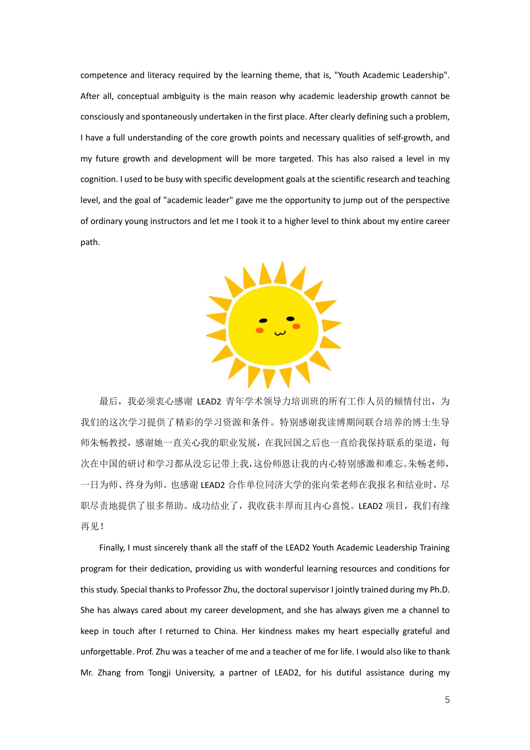competence and literacy required by the learning theme, that is, "Youth Academic Leadership". After all, conceptual ambiguity is the main reason why academic leadership growth cannot be consciously and spontaneously undertaken in the first place. After clearly defining such a problem, I have a full understanding of the core growth points and necessary qualities of self-growth, and my future growth and development will be more targeted. This has also raised a level in my cognition. I used to be busy with specific development goals at the scientific research and teaching level, and the goal of "academic leader" gave me the opportunity to jump out of the perspective of ordinary young instructors and let me I took it to a higher level to think about my entire career path.

最后，我必须衷心感谢 LEAD2 青年学术领导力培训班的所有工作人员的倾情付出，为我们的这次学习提供了精彩的学习资源和条件。特别感谢我读博期间联合培养的博士生导师朱畅教授，感谢她一直关心我的职业发展，在我回国之后也一直给我保持联系的渠道，每次在中国的研讨和学习都从没忘记带上我，这份师恩让我的内心特别感激和难忘。朱畅老师，一日为师、终身为师。也感谢 LEAD2 合作单位同济大学的张向荣老师在我报名和结业时，尽职尽责地提供了很多帮助。成功结业了，我收获丰厚而且内心喜悦。LEAD2 项目，我们有缘再见！

Finally, I must sincerely thank all the staff of the LEAD2 Youth Academic Leadership Training program for their dedication, providing us with wonderful learning resources and conditions for this study. Special thanks to Professor Zhu, the doctoral supervisor I jointly trained during my Ph.D. She has always cared about my career development, and she has always given me a channel to keep in touch after I returned to China. Her kindness makes my heart especially grateful and unforgettable. Prof. Zhu was a teacher of me and a teacher of me for life. I would also like to thank Mr. Zhang from Tongji University, a partner of LEAD2, for his dutiful assistance during my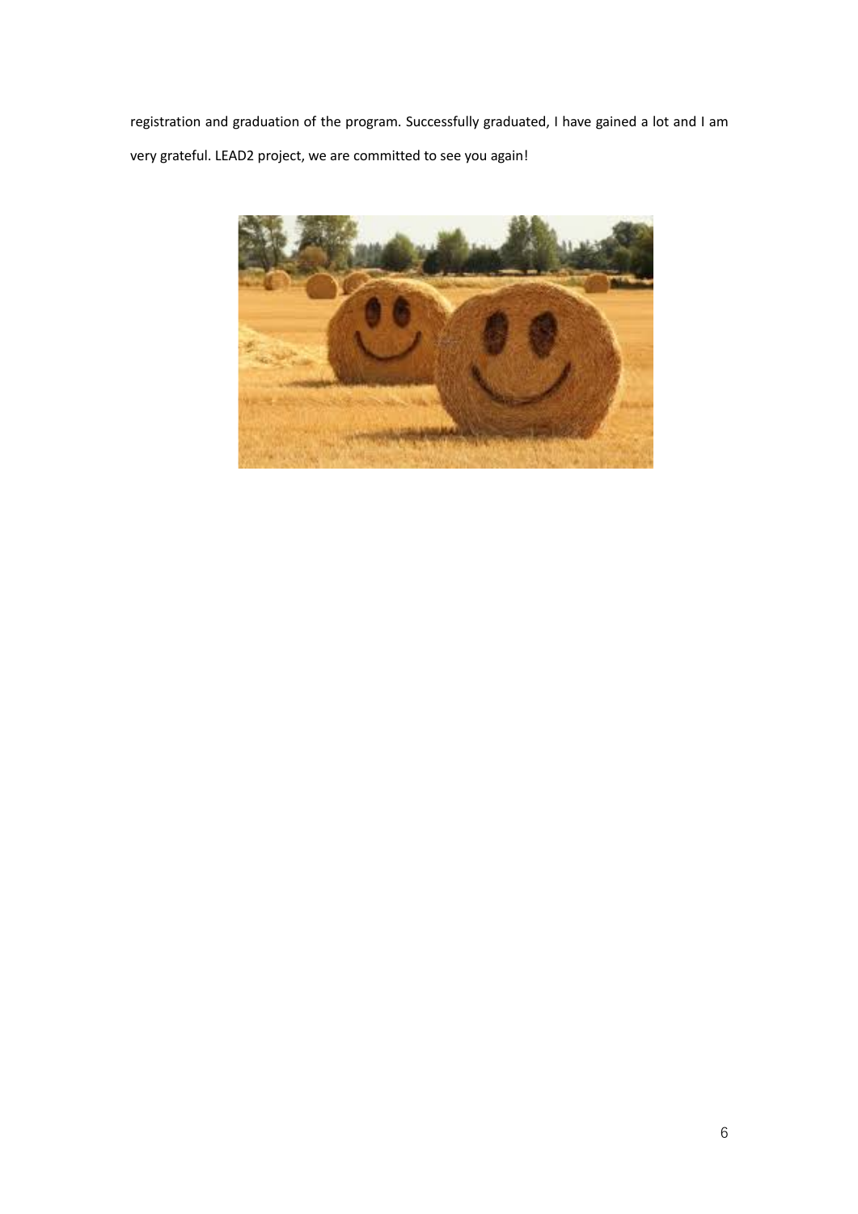registration and graduation of the program. Successfully graduated, I have gained a lot and I am very grateful. LEAD2 project, we are committed to see you again!